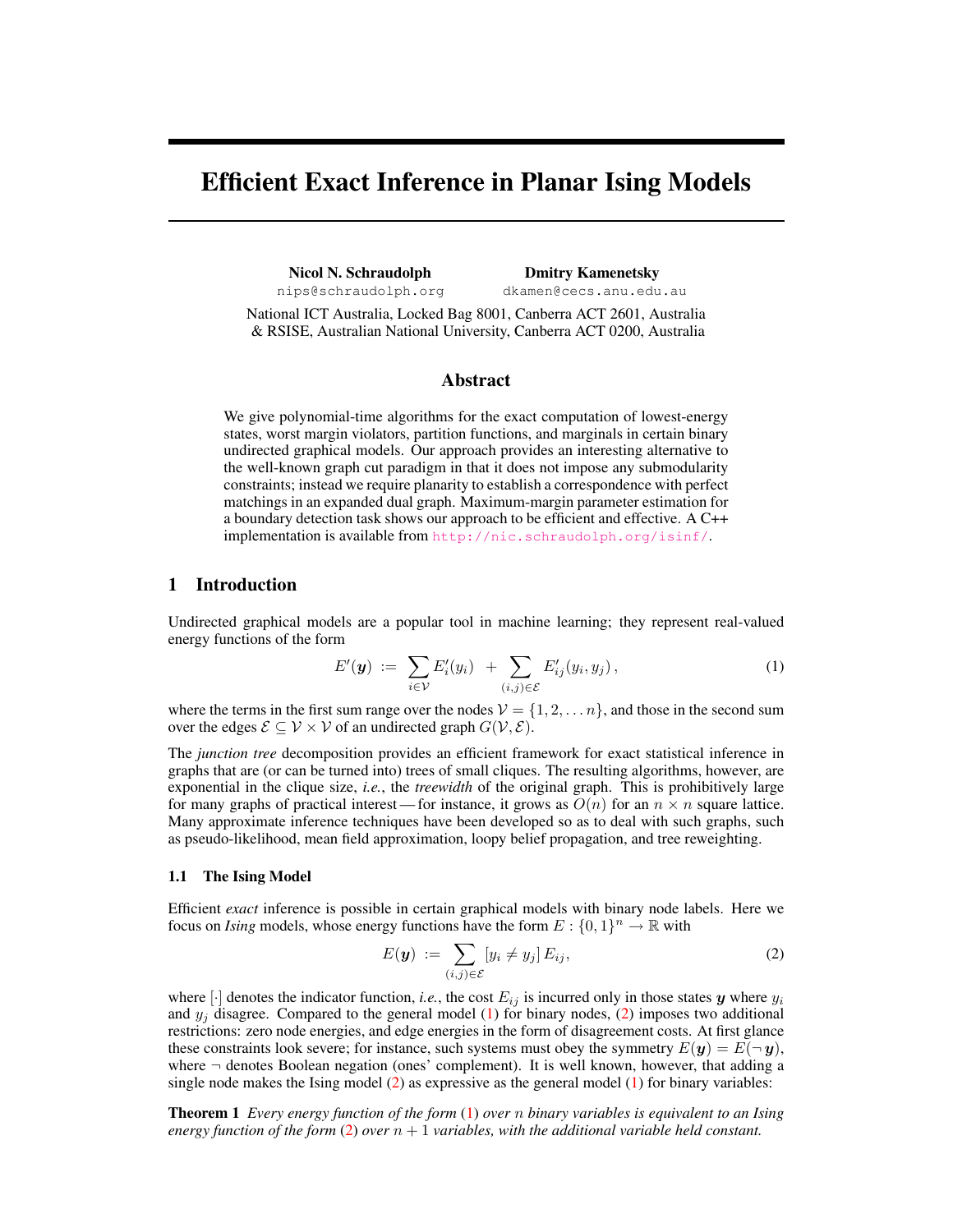# Efficient Exact Inference in Planar Ising Models

**Nicol N. Schraudolph**
nips@schraudolph.org

**Dmitry Kamenetsky**
dkamen@cecs.anu.edu.au

National ICT Australia, Locked Bag 8001, Canberra ACT 2601, Australia
& RSISE, Australian National University, Canberra ACT 0200, Australia

## Abstract

We give polynomial-time algorithms for the exact computation of lowest-energy states, worst margin violators, partition functions, and marginals in certain binary undirected graphical models. Our approach provides an interesting alternative to the well-known graph cut paradigm in that it does not impose any submodularity constraints; instead we require planarity to establish a correspondence with perfect matchings in an expanded dual graph. Maximum-margin parameter estimation for a boundary detection task shows our approach to be efficient and effective. A C++ implementation is available from http://nic.schraudolph.org/isinf/.

## 1 Introduction

Undirected graphical models are a popular tool in machine learning; they represent real-valued energy functions of the form

$$E'(\boldsymbol{y}) \;:=\; \sum_{i \in \mathcal{V}} E'_i(y_i) \;+\; \sum_{(i,j) \in \mathcal{E}} E'_{ij}(y_i, y_j)\,, \tag{1}$$

where the terms in the first sum range over the nodes $\mathcal{V} = \{1, 2, \ldots n\}$, and those in the second sum over the edges $\mathcal{E} \subseteq \mathcal{V} \times \mathcal{V}$ of an undirected graph $G(\mathcal{V}, \mathcal{E})$.

The *junction tree* decomposition provides an efficient framework for exact statistical inference in graphs that are (or can be turned into) trees of small cliques. The resulting algorithms, however, are exponential in the clique size, *i.e.*, the *treewidth* of the original graph. This is prohibitively large for many graphs of practical interest — for instance, it grows as $O(n)$ for an $n \times n$ square lattice. Many approximate inference techniques have been developed so as to deal with such graphs, such as pseudo-likelihood, mean field approximation, loopy belief propagation, and tree reweighting.

### 1.1 The Ising Model

Efficient *exact* inference is possible in certain graphical models with binary node labels. Here we focus on *Ising* models, whose energy functions have the form $E : \{0, 1\}^n \to \mathbb{R}$ with

$$E(\boldsymbol{y}) \;:=\; \sum_{(i,j) \in \mathcal{E}} [y_i \neq y_j]\, E_{ij}, \tag{2}$$

where $[\cdot]$ denotes the indicator function, *i.e.*, the cost $E_{ij}$ is incurred only in those states $\boldsymbol{y}$ where $y_i$ and $y_j$ disagree. Compared to the general model (1) for binary nodes, (2) imposes two additional restrictions: zero node energies, and edge energies in the form of disagreement costs. At first glance these constraints look severe; for instance, such systems must obey the symmetry $E(\boldsymbol{y}) = E(\neg\, \boldsymbol{y})$, where $\neg$ denotes Boolean negation (ones' complement). It is well known, however, that adding a single node makes the Ising model (2) as expressive as the general model (1) for binary variables:

**Theorem 1** *Every energy function of the form (1) over $n$ binary variables is equivalent to an Ising energy function of the form (2) over $n + 1$ variables, with the additional variable held constant.*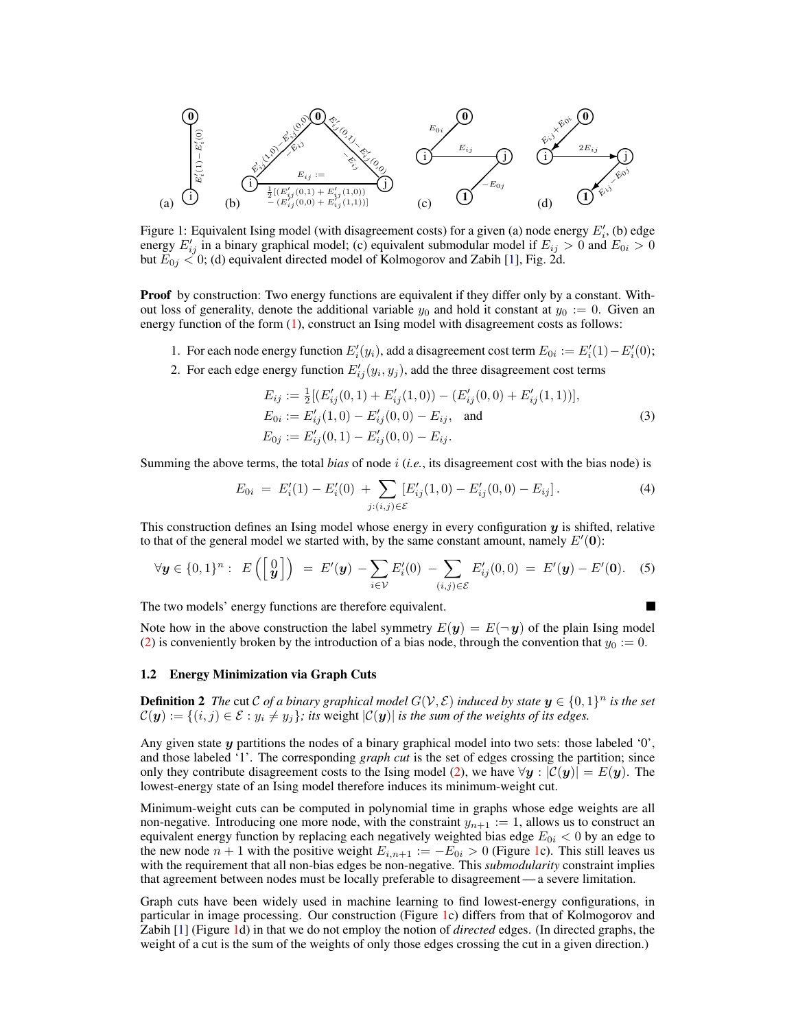Figure 1: Equivalent Ising model (with disagreement costs) for a given (a) node energy $E'_i$, (b) edge energy $E'_{ij}$ in a binary graphical model; (c) equivalent submodular model if $E_{ij} > 0$ and $E_{0i} > 0$ but $E_{0j} < 0$; (d) equivalent directed model of Kolmogorov and Zabih [1], Fig. 2d.

**Proof** by construction: Two energy functions are equivalent if they differ only by a constant. Without loss of generality, denote the additional variable $y_0$ and hold it constant at $y_0 := 0$. Given an energy function of the form (1), construct an Ising model with disagreement costs as follows:

1. For each node energy function $E'_i(y_i)$, add a disagreement cost term $E_{0i} := E'_i(1) - E'_i(0)$;
2. For each edge energy function $E'_{ij}(y_i, y_j)$, add the three disagreement cost terms

$$\begin{aligned} E_{ij} &:= \tfrac{1}{2}[(E'_{ij}(0,1) + E'_{ij}(1,0)) - (E'_{ij}(0,0) + E'_{ij}(1,1))], \\ E_{0i} &:= E'_{ij}(1,0) - E'_{ij}(0,0) - E_{ij}, \quad \text{and} \\ E_{0j} &:= E'_{ij}(0,1) - E'_{ij}(0,0) - E_{ij}. \end{aligned} \tag{3}$$

Summing the above terms, the total *bias* of node $i$ (*i.e.*, its disagreement cost with the bias node) is

$$E_{0i} \;=\; E'_i(1) - E'_i(0) \;+ \sum_{j:(i,j)\in\mathcal{E}} [E'_{ij}(1,0) - E'_{ij}(0,0) - E_{ij}]\,. \tag{4}$$

This construction defines an Ising model whose energy in every configuration $\boldsymbol{y}$ is shifted, relative to that of the general model we started with, by the same constant amount, namely $E'(\mathbf{0})$:

$$\forall \boldsymbol{y} \in \{0,1\}^n: \;\; E\left(\begin{bmatrix} 0 \\ \boldsymbol{y} \end{bmatrix}\right) \;=\; E'(\boldsymbol{y}) - \sum_{i\in\mathcal{V}} E'_i(0) \;-\sum_{(i,j)\in\mathcal{E}} E'_{ij}(0,0) \;=\; E'(\boldsymbol{y}) - E'(\mathbf{0}). \tag{5}$$

The two models' energy functions are therefore equivalent. ∎

Note how in the above construction the label symmetry $E(\boldsymbol{y}) = E(\neg\boldsymbol{y})$ of the plain Ising model (2) is conveniently broken by the introduction of a bias node, through the convention that $y_0 := 0$.

### 1.2 Energy Minimization via Graph Cuts

**Definition 2** *The* cut $\mathcal{C}$ *of a binary graphical model* $G(\mathcal{V}, \mathcal{E})$ *induced by state* $\boldsymbol{y} \in \{0,1\}^n$ *is the set* $\mathcal{C}(\boldsymbol{y}) := \{(i,j) \in \mathcal{E} : y_i \neq y_j\}$*; its* weight $|\mathcal{C}(\boldsymbol{y})|$ *is the sum of the weights of its edges.*

Any given state $\boldsymbol{y}$ partitions the nodes of a binary graphical model into two sets: those labeled '0', and those labeled '1'. The corresponding *graph cut* is the set of edges crossing the partition; since only they contribute disagreement costs to the Ising model (2), we have $\forall \boldsymbol{y} : |\mathcal{C}(\boldsymbol{y})| = E(\boldsymbol{y})$. The lowest-energy state of an Ising model therefore induces its minimum-weight cut.

Minimum-weight cuts can be computed in polynomial time in graphs whose edge weights are all non-negative. Introducing one more node, with the constraint $y_{n+1} := 1$, allows us to construct an equivalent energy function by replacing each negatively weighted bias edge $E_{0i} < 0$ by an edge to the new node $n+1$ with the positive weight $E_{i,n+1} := -E_{0i} > 0$ (Figure 1c). This still leaves us with the requirement that all non-bias edges be non-negative. This *submodularity* constraint implies that agreement between nodes must be locally preferable to disagreement — a severe limitation.

Graph cuts have been widely used in machine learning to find lowest-energy configurations, in particular in image processing. Our construction (Figure 1c) differs from that of Kolmogorov and Zabih [1] (Figure 1d) in that we do not employ the notion of *directed* edges. (In directed graphs, the weight of a cut is the sum of the weights of only those edges crossing the cut in a given direction.)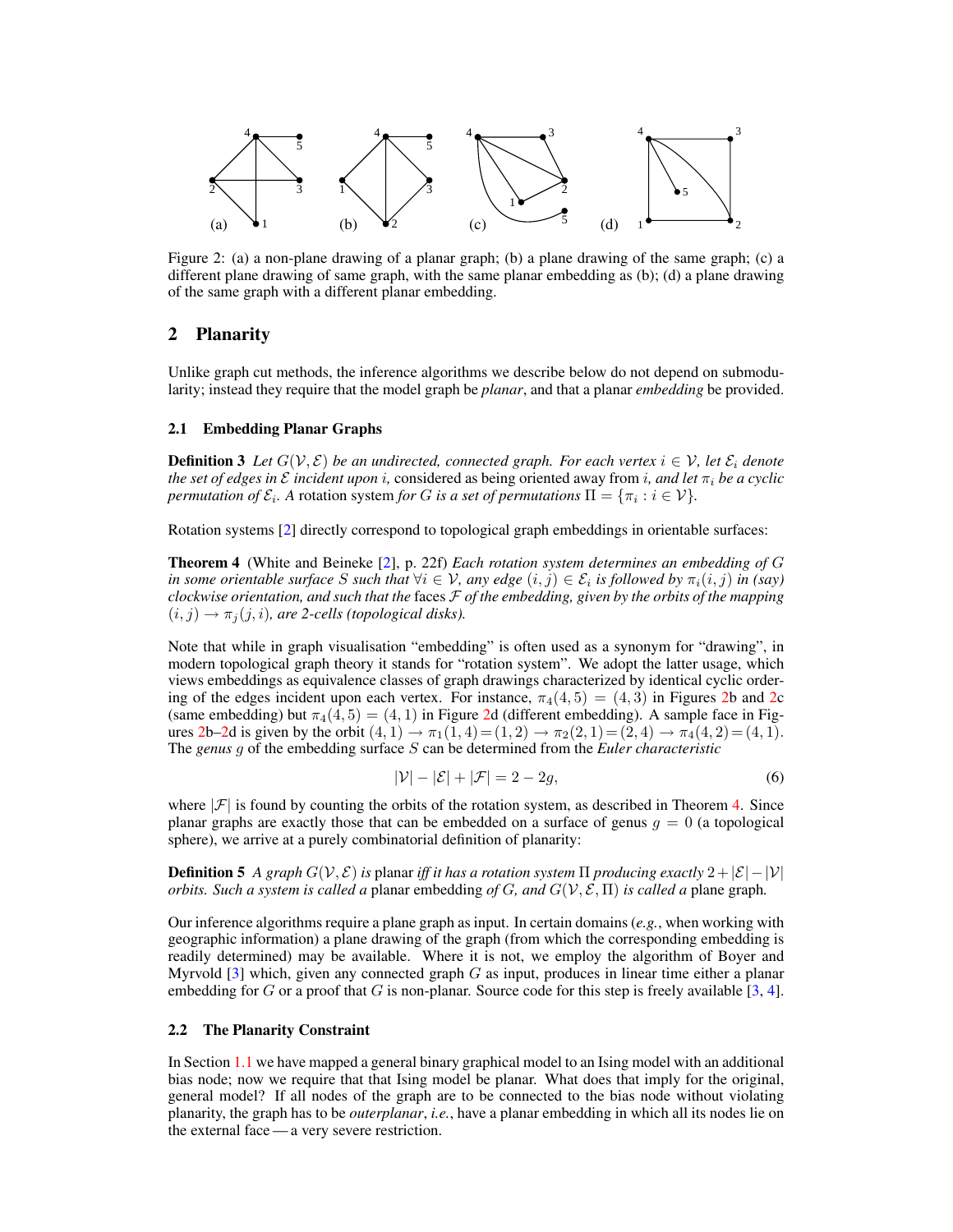Figure 2: (a) a non-plane drawing of a planar graph; (b) a plane drawing of the same graph; (c) a different plane drawing of same graph, with the same planar embedding as (b); (d) a plane drawing of the same graph with a different planar embedding.

## 2 Planarity

Unlike graph cut methods, the inference algorithms we describe below do not depend on submodularity; instead they require that the model graph be *planar*, and that a planar *embedding* be provided.

### 2.1 Embedding Planar Graphs

**Definition 3** *Let $G(\mathcal{V}, \mathcal{E})$ be an undirected, connected graph. For each vertex $i \in \mathcal{V}$, let $\mathcal{E}_i$ denote the set of edges in $\mathcal{E}$ incident upon $i$,* considered as being oriented away from $i$, *and let $\pi_i$ be a cyclic permutation of $\mathcal{E}_i$. A* rotation system *for $G$ is a set of permutations $\Pi = \{\pi_i : i \in \mathcal{V}\}$.*

Rotation systems [2] directly correspond to topological graph embeddings in orientable surfaces:

**Theorem 4** (White and Beineke [2], p. 22f) *Each rotation system determines an embedding of $G$ in some orientable surface $S$ such that $\forall i \in \mathcal{V}$, any edge $(i, j) \in \mathcal{E}_i$ is followed by $\pi_i(i, j)$ in (say) clockwise orientation, and such that the* faces *$\mathcal{F}$ of the embedding, given by the orbits of the mapping $(i, j) \rightarrow \pi_j(j, i)$, are 2-cells (topological disks).*

Note that while in graph visualisation "embedding" is often used as a synonym for "drawing", in modern topological graph theory it stands for "rotation system". We adopt the latter usage, which views embeddings as equivalence classes of graph drawings characterized by identical cyclic ordering of the edges incident upon each vertex. For instance, $\pi_4(4, 5) = (4, 3)$ in Figures 2b and 2c (same embedding) but $\pi_4(4, 5) = (4, 1)$ in Figure 2d (different embedding). A sample face in Figures 2b–2d is given by the orbit $(4, 1) \rightarrow \pi_1(1, 4) = (1, 2) \rightarrow \pi_2(2, 1) = (2, 4) \rightarrow \pi_4(4, 2) = (4, 1)$. The *genus* $g$ of the embedding surface $S$ can be determined from the *Euler characteristic*

$$|\mathcal{V}| - |\mathcal{E}| + |\mathcal{F}| = 2 - 2g, \tag{6}$$

where $|\mathcal{F}|$ is found by counting the orbits of the rotation system, as described in Theorem 4. Since planar graphs are exactly those that can be embedded on a surface of genus $g = 0$ (a topological sphere), we arrive at a purely combinatorial definition of planarity:

**Definition 5** *A graph $G(\mathcal{V}, \mathcal{E})$ is* planar *iff it has a rotation system $\Pi$ producing exactly $2 + |\mathcal{E}| - |\mathcal{V}|$ orbits. Such a system is called a* planar embedding *of $G$, and $G(\mathcal{V}, \mathcal{E}, \Pi)$ is called a* plane graph*.*

Our inference algorithms require a plane graph as input. In certain domains (*e.g.*, when working with geographic information) a plane drawing of the graph (from which the corresponding embedding is readily determined) may be available. Where it is not, we employ the algorithm of Boyer and Myrvold [3] which, given any connected graph $G$ as input, produces in linear time either a planar embedding for $G$ or a proof that $G$ is non-planar. Source code for this step is freely available [3, 4].

### 2.2 The Planarity Constraint

In Section 1.1 we have mapped a general binary graphical model to an Ising model with an additional bias node; now we require that that Ising model be planar. What does that imply for the original, general model? If all nodes of the graph are to be connected to the bias node without violating planarity, the graph has to be *outerplanar*, *i.e.*, have a planar embedding in which all its nodes lie on the external face — a very severe restriction.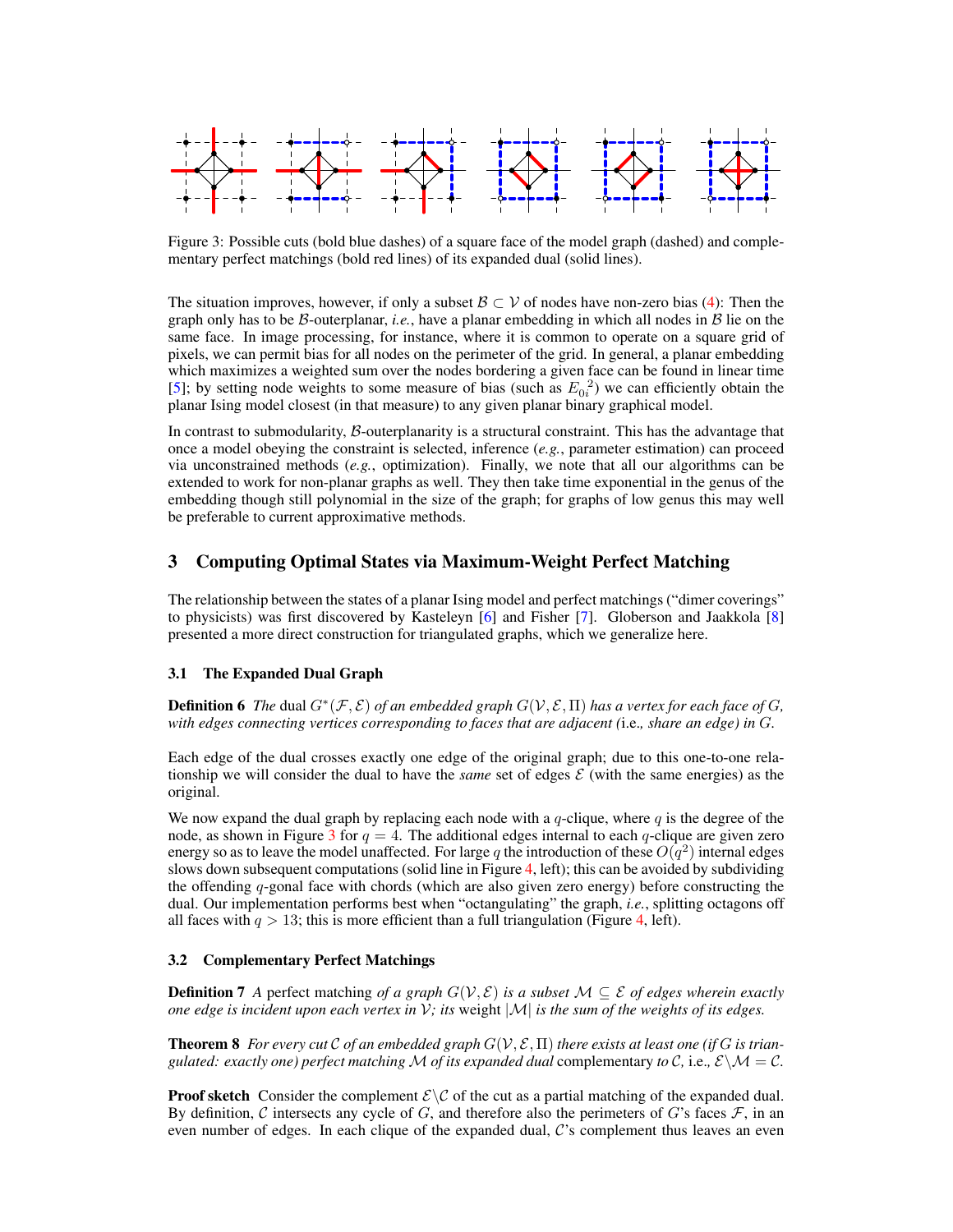Figure 3: Possible cuts (bold blue dashes) of a square face of the model graph (dashed) and complementary perfect matchings (bold red lines) of its expanded dual (solid lines).

The situation improves, however, if only a subset $\mathcal{B} \subset \mathcal{V}$ of nodes have non-zero bias (4): Then the graph only has to be $\mathcal{B}$-outerplanar, *i.e.*, have a planar embedding in which all nodes in $\mathcal{B}$ lie on the same face. In image processing, for instance, where it is common to operate on a square grid of pixels, we can permit bias for all nodes on the perimeter of the grid. In general, a planar embedding which maximizes a weighted sum over the nodes bordering a given face can be found in linear time [5]; by setting node weights to some measure of bias (such as ${E_{0i}}^2$) we can efficiently obtain the planar Ising model closest (in that measure) to any given planar binary graphical model.

In contrast to submodularity, $\mathcal{B}$-outerplanarity is a structural constraint. This has the advantage that once a model obeying the constraint is selected, inference (*e.g.*, parameter estimation) can proceed via unconstrained methods (*e.g.*, optimization). Finally, we note that all our algorithms can be extended to work for non-planar graphs as well. They then take time exponential in the genus of the embedding though still polynomial in the size of the graph; for graphs of low genus this may well be preferable to current approximative methods.

## 3 Computing Optimal States via Maximum-Weight Perfect Matching

The relationship between the states of a planar Ising model and perfect matchings ("dimer coverings" to physicists) was first discovered by Kasteleyn [6] and Fisher [7]. Globerson and Jaakkola [8] presented a more direct construction for triangulated graphs, which we generalize here.

### 3.1 The Expanded Dual Graph

**Definition 6** *The* dual $G^*(\mathcal{F}, \mathcal{E})$ *of an embedded graph* $G(\mathcal{V}, \mathcal{E}, \Pi)$ *has a vertex for each face of* $G$*, with edges connecting vertices corresponding to faces that are adjacent (*i.e.*, share an edge) in* $G$*.*

Each edge of the dual crosses exactly one edge of the original graph; due to this one-to-one relationship we will consider the dual to have the *same* set of edges $\mathcal{E}$ (with the same energies) as the original.

We now expand the dual graph by replacing each node with a $q$-clique, where $q$ is the degree of the node, as shown in Figure 3 for $q = 4$. The additional edges internal to each $q$-clique are given zero energy so as to leave the model unaffected. For large $q$ the introduction of these $O(q^2)$ internal edges slows down subsequent computations (solid line in Figure 4, left); this can be avoided by subdividing the offending $q$-gonal face with chords (which are also given zero energy) before constructing the dual. Our implementation performs best when "octangulating" the graph, *i.e.*, splitting octagons off all faces with $q > 13$; this is more efficient than a full triangulation (Figure 4, left).

### 3.2 Complementary Perfect Matchings

**Definition 7** *A* perfect matching *of a graph* $G(\mathcal{V}, \mathcal{E})$ *is a subset* $\mathcal{M} \subseteq \mathcal{E}$ *of edges wherein exactly one edge is incident upon each vertex in* $\mathcal{V}$*; its* weight $|\mathcal{M}|$ *is the sum of the weights of its edges.*

**Theorem 8** *For every cut* $\mathcal{C}$ *of an embedded graph* $G(\mathcal{V}, \mathcal{E}, \Pi)$ *there exists at least one (if* $G$ *is triangulated: exactly one) perfect matching* $\mathcal{M}$ *of its expanded dual* complementary *to* $\mathcal{C}$*,* i.e.*,* $\mathcal{E} \backslash \mathcal{M} = \mathcal{C}$*.*

**Proof sketch** Consider the complement $\mathcal{E} \backslash \mathcal{C}$ of the cut as a partial matching of the expanded dual. By definition, $\mathcal{C}$ intersects any cycle of $G$, and therefore also the perimeters of $G$'s faces $\mathcal{F}$, in an even number of edges. In each clique of the expanded dual, $\mathcal{C}$'s complement thus leaves an even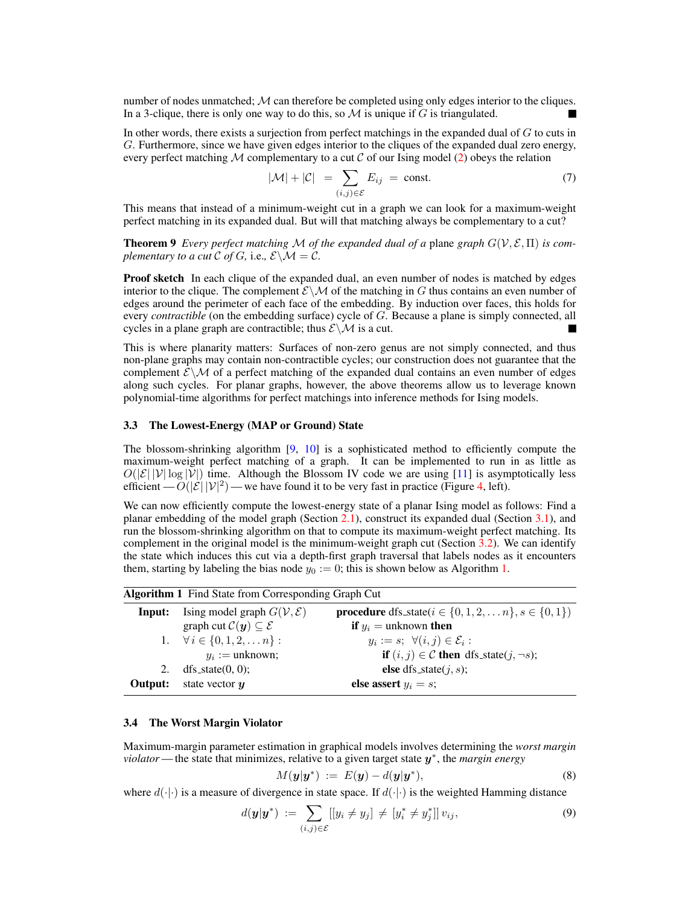number of nodes unmatched; $\mathcal{M}$ can therefore be completed using only edges interior to the cliques. In a 3-clique, there is only one way to do this, so $\mathcal{M}$ is unique if $G$ is triangulated. ■

In other words, there exists a surjection from perfect matchings in the expanded dual of $G$ to cuts in $G$. Furthermore, since we have given edges interior to the cliques of the expanded dual zero energy, every perfect matching $\mathcal{M}$ complementary to a cut $\mathcal{C}$ of our Ising model (2) obeys the relation

$$|\mathcal{M}| + |\mathcal{C}| \;=\; \sum_{(i,j)\in\mathcal{E}} E_{ij} \;=\; \text{const.} \tag{7}$$

This means that instead of a minimum-weight cut in a graph we can look for a maximum-weight perfect matching in its expanded dual. But will that matching always be complementary to a cut?

**Theorem 9** *Every perfect matching $\mathcal{M}$ of the expanded dual of a* plane *graph $G(\mathcal{V}, \mathcal{E}, \Pi)$ is complementary to a cut $\mathcal{C}$ of $G$,* i.e.*, $\mathcal{E}\backslash\mathcal{M} = \mathcal{C}$.*

**Proof sketch** In each clique of the expanded dual, an even number of nodes is matched by edges interior to the clique. The complement $\mathcal{E}\backslash\mathcal{M}$ of the matching in $G$ thus contains an even number of edges around the perimeter of each face of the embedding. By induction over faces, this holds for every *contractible* (on the embedding surface) cycle of $G$. Because a plane is simply connected, all cycles in a plane graph are contractible; thus $\mathcal{E}\backslash\mathcal{M}$ is a cut. ■

This is where planarity matters: Surfaces of non-zero genus are not simply connected, and thus non-plane graphs may contain non-contractible cycles; our construction does not guarantee that the complement $\mathcal{E}\backslash\mathcal{M}$ of a perfect matching of the expanded dual contains an even number of edges along such cycles. For planar graphs, however, the above theorems allow us to leverage known polynomial-time algorithms for perfect matchings into inference methods for Ising models.

### 3.3 The Lowest-Energy (MAP or Ground) State

The blossom-shrinking algorithm [9, 10] is a sophisticated method to efficiently compute the maximum-weight perfect matching of a graph. It can be implemented to run in as little as $O(|\mathcal{E}|\,|\mathcal{V}|\log|\mathcal{V}|)$ time. Although the Blossom IV code we are using [11] is asymptotically less efficient — $O(|\mathcal{E}|\,|\mathcal{V}|^2)$ — we have found it to be very fast in practice (Figure 4, left).

We can now efficiently compute the lowest-energy state of a planar Ising model as follows: Find a planar embedding of the model graph (Section 2.1), construct its expanded dual (Section 3.1), and run the blossom-shrinking algorithm on that to compute its maximum-weight perfect matching. Its complement in the original model is the minimum-weight graph cut (Section 3.2). We can identify the state which induces this cut via a depth-first graph traversal that labels nodes as it encounters them, starting by labeling the bias node $y_0 := 0$; this is shown below as Algorithm 1.

**Algorithm 1** Find State from Corresponding Graph Cut

```
Input:   Ising model graph G(V, E)
         graph cut C(y) ⊆ E
    1.   ∀ i ∈ {0, 1, 2, ... n} :
              y_i := unknown;
    2.   dfs_state(0, 0);
Output:  state vector y

procedure dfs_state(i ∈ {0, 1, 2, ... n}, s ∈ {0, 1})
    if y_i = unknown then
        y_i := s;  ∀(i, j) ∈ E_i :
            if (i, j) ∈ C then dfs_state(j, ¬s);
            else dfs_state(j, s);
    else assert y_i = s;
```

### 3.4 The Worst Margin Violator

Maximum-margin parameter estimation in graphical models involves determining the *worst margin violator* — the state that minimizes, relative to a given target state $\boldsymbol{y}^*$, the *margin energy*

$$M(\boldsymbol{y}|\boldsymbol{y}^*) \;:=\; E(\boldsymbol{y}) - d(\boldsymbol{y}|\boldsymbol{y}^*), \tag{8}$$

where $d(\cdot|\cdot)$ is a measure of divergence in state space. If $d(\cdot|\cdot)$ is the weighted Hamming distance

$$d(\boldsymbol{y}|\boldsymbol{y}^*) \;:=\; \sum_{(i,j)\in\mathcal{E}} [[y_i \neq y_j] \;\neq\; [y_i^* \neq y_j^*]]\, v_{ij}, \tag{9}$$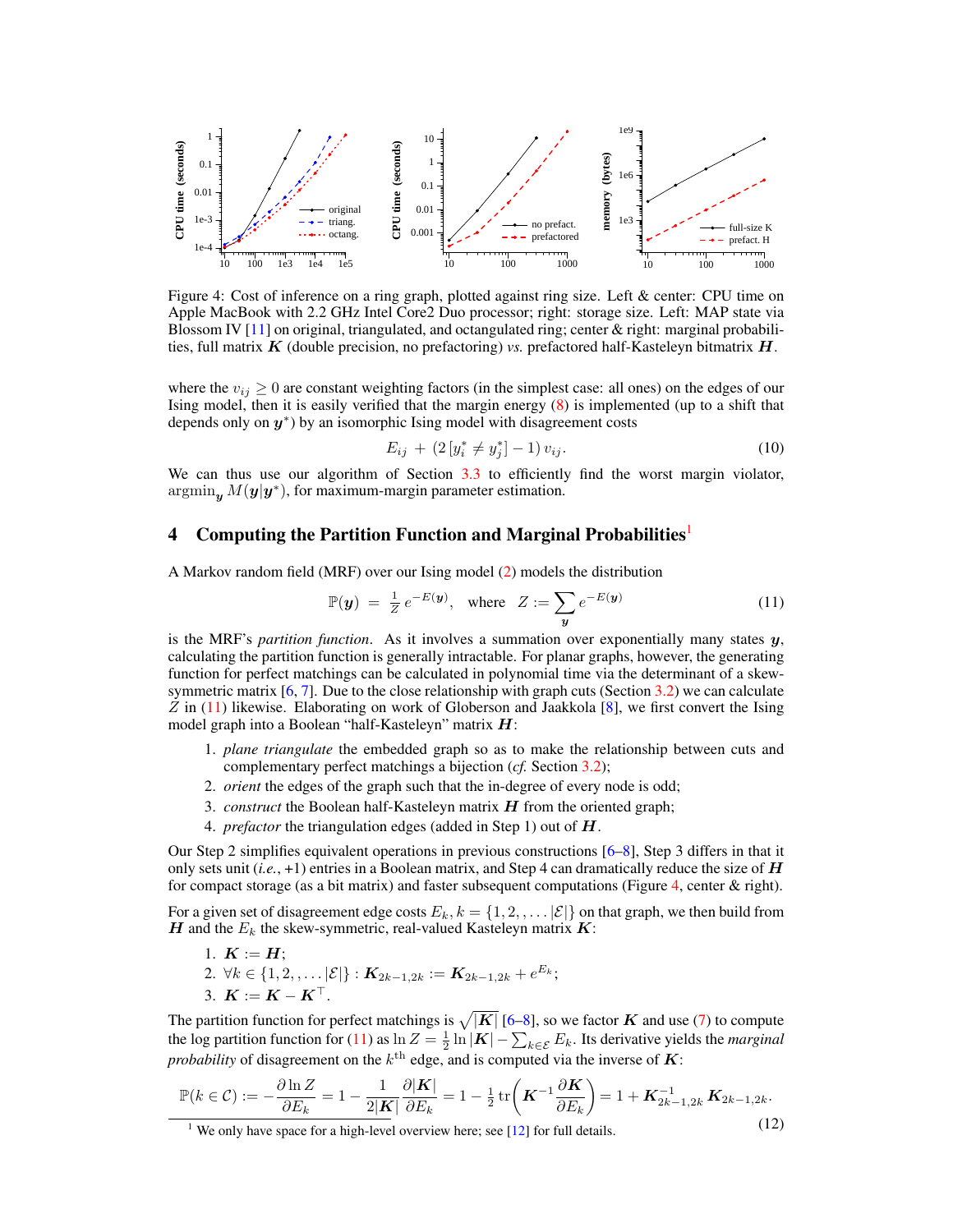Figure 4: Cost of inference on a ring graph, plotted against ring size. Left & center: CPU time on Apple MacBook with 2.2 GHz Intel Core2 Duo processor; right: storage size. Left: MAP state via Blossom IV [11] on original, triangulated, and octangulated ring; center & right: marginal probabilities, full matrix $\boldsymbol{K}$ (double precision, no prefactoring) *vs.* prefactored half-Kasteleyn bitmatrix $\boldsymbol{H}$.

where the $v_{ij} \geq 0$ are constant weighting factors (in the simplest case: all ones) on the edges of our Ising model, then it is easily verified that the margin energy (8) is implemented (up to a shift that depends only on $\boldsymbol{y}^*$) by an isomorphic Ising model with disagreement costs

$$E_{ij} \;+\; (2\,[y_i^* \neq y_j^*] - 1)\, v_{ij}. \tag{10}$$

We can thus use our algorithm of Section 3.3 to efficiently find the worst margin violator, $\operatorname{argmin}_{\boldsymbol{y}} M(\boldsymbol{y}|\boldsymbol{y}^*)$, for maximum-margin parameter estimation.

## 4 Computing the Partition Function and Marginal Probabilities[1]

A Markov random field (MRF) over our Ising model (2) models the distribution

$$\mathbb{P}(\boldsymbol{y}) \;=\; \tfrac{1}{Z}\, e^{-E(\boldsymbol{y})}, \quad \text{where} \quad Z := \sum_{\boldsymbol{y}} e^{-E(\boldsymbol{y})} \tag{11}$$

is the MRF's *partition function*. As it involves a summation over exponentially many states $\boldsymbol{y}$, calculating the partition function is generally intractable. For planar graphs, however, the generating function for perfect matchings can be calculated in polynomial time via the determinant of a skew-symmetric matrix [6, 7]. Due to the close relationship with graph cuts (Section 3.2) we can calculate $Z$ in (11) likewise. Elaborating on work of Globerson and Jaakkola [8], we first convert the Ising model graph into a Boolean "half-Kasteleyn" matrix $\boldsymbol{H}$:

1. *plane triangulate* the embedded graph so as to make the relationship between cuts and complementary perfect matchings a bijection (*cf.* Section 3.2);
2. *orient* the edges of the graph such that the in-degree of every node is odd;
3. *construct* the Boolean half-Kasteleyn matrix $\boldsymbol{H}$ from the oriented graph;
4. *prefactor* the triangulation edges (added in Step 1) out of $\boldsymbol{H}$.

Our Step 2 simplifies equivalent operations in previous constructions [6–8], Step 3 differs in that it only sets unit (*i.e.*, +1) entries in a Boolean matrix, and Step 4 can dramatically reduce the size of $\boldsymbol{H}$ for compact storage (as a bit matrix) and faster subsequent computations (Figure 4, center & right).

For a given set of disagreement edge costs $E_k, k = \{1, 2, \ldots |\mathcal{E}|\}$ on that graph, we then build from $\boldsymbol{H}$ and the $E_k$ the skew-symmetric, real-valued Kasteleyn matrix $\boldsymbol{K}$:

1. $\boldsymbol{K} := \boldsymbol{H}$;
2. $\forall k \in \{1, 2, \ldots |\mathcal{E}|\} : \boldsymbol{K}_{2k-1,2k} := \boldsymbol{K}_{2k-1,2k} + e^{E_k}$;
3. $\boldsymbol{K} := \boldsymbol{K} - \boldsymbol{K}^\top$.

The partition function for perfect matchings is $\sqrt{|\boldsymbol{K}|}$ [6–8], so we factor $\boldsymbol{K}$ and use (7) to compute the log partition function for (11) as $\ln Z = \frac{1}{2} \ln |\boldsymbol{K}| - \sum_{k \in \mathcal{E}} E_k$. Its derivative yields the *marginal probability* of disagreement on the $k^{\text{th}}$ edge, and is computed via the inverse of $\boldsymbol{K}$:

$$\mathbb{P}(k \in \mathcal{C}) := -\frac{\partial \ln Z}{\partial E_k} = 1 - \frac{1}{2|\boldsymbol{K}|}\frac{\partial |\boldsymbol{K}|}{\partial E_k} = 1 - \tfrac{1}{2}\,\mathrm{tr}\!\left(\boldsymbol{K}^{-1}\frac{\partial \boldsymbol{K}}{\partial E_k}\right) = 1 + \boldsymbol{K}^{-1}_{2k-1,2k}\,\boldsymbol{K}_{2k-1,2k}. \tag{12}$$

[1] We only have space for a high-level overview here; see [12] for full details.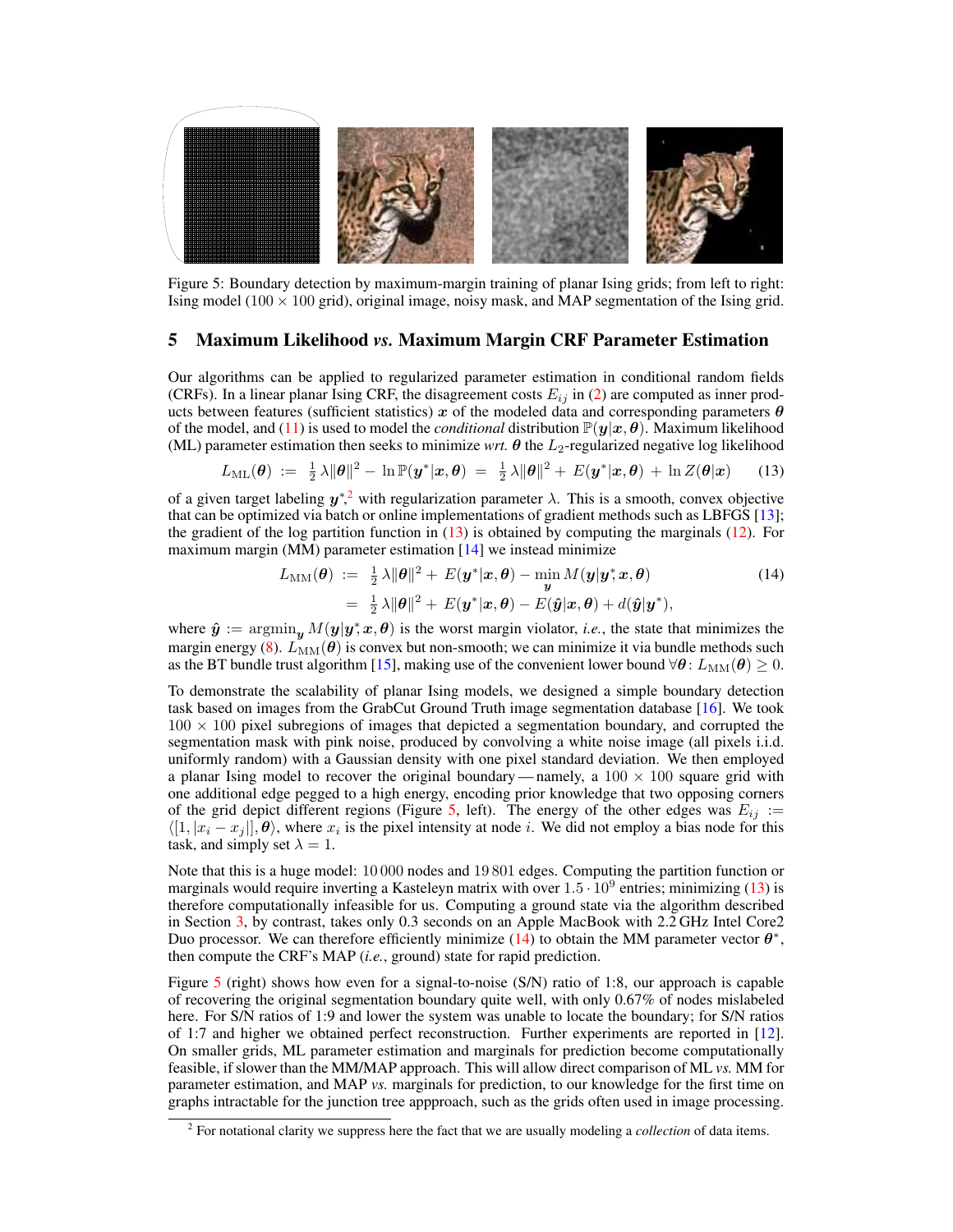Figure 5: Boundary detection by maximum-margin training of planar Ising grids; from left to right: Ising model (100 × 100 grid), original image, noisy mask, and MAP segmentation of the Ising grid.

## 5 Maximum Likelihood *vs.* Maximum Margin CRF Parameter Estimation

Our algorithms can be applied to regularized parameter estimation in conditional random fields (CRFs). In a linear planar Ising CRF, the disagreement costs $E_{ij}$ in (2) are computed as inner products between features (sufficient statistics) $\boldsymbol{x}$ of the modeled data and corresponding parameters $\boldsymbol{\theta}$ of the model, and (11) is used to model the *conditional* distribution $\mathbb{P}(\boldsymbol{y}|\boldsymbol{x},\boldsymbol{\theta})$. Maximum likelihood (ML) parameter estimation then seeks to minimize *wrt.* $\boldsymbol{\theta}$ the $L_2$-regularized negative log likelihood

$$L_{\mathrm{ML}}(\boldsymbol{\theta}) \;:=\; \tfrac{1}{2}\,\lambda\|\boldsymbol{\theta}\|^2 - \ln \mathbb{P}(\boldsymbol{y}^*|\boldsymbol{x},\boldsymbol{\theta}) \;=\; \tfrac{1}{2}\,\lambda\|\boldsymbol{\theta}\|^2 + E(\boldsymbol{y}^*|\boldsymbol{x},\boldsymbol{\theta}) + \ln Z(\boldsymbol{\theta}|\boldsymbol{x}) \tag{13}$$

of a given target labeling $\boldsymbol{y}^*$,[2] with regularization parameter $\lambda$. This is a smooth, convex objective that can be optimized via batch or online implementations of gradient methods such as LBFGS [13]; the gradient of the log partition function in (13) is obtained by computing the marginals (12). For maximum margin (MM) parameter estimation [14] we instead minimize

$$\begin{aligned} L_{\mathrm{MM}}(\boldsymbol{\theta}) &:= \tfrac{1}{2}\,\lambda\|\boldsymbol{\theta}\|^2 + E(\boldsymbol{y}^*|\boldsymbol{x},\boldsymbol{\theta}) - \min_{\boldsymbol{y}} M(\boldsymbol{y}|\boldsymbol{y}^*,\boldsymbol{x},\boldsymbol{\theta}) \\ &= \tfrac{1}{2}\,\lambda\|\boldsymbol{\theta}\|^2 + E(\boldsymbol{y}^*|\boldsymbol{x},\boldsymbol{\theta}) - E(\hat{\boldsymbol{y}}|\boldsymbol{x},\boldsymbol{\theta}) + d(\hat{\boldsymbol{y}}|\boldsymbol{y}^*), \end{aligned} \tag{14}$$

where $\hat{\boldsymbol{y}} := \operatorname{argmin}_{\boldsymbol{y}} M(\boldsymbol{y}|\boldsymbol{y}^*,\boldsymbol{x},\boldsymbol{\theta})$ is the worst margin violator, *i.e.*, the state that minimizes the margin energy (8). $L_{\mathrm{MM}}(\boldsymbol{\theta})$ is convex but non-smooth; we can minimize it via bundle methods such as the BT bundle trust algorithm [15], making use of the convenient lower bound $\forall\boldsymbol{\theta}\colon L_{\mathrm{MM}}(\boldsymbol{\theta}) \geq 0$.

To demonstrate the scalability of planar Ising models, we designed a simple boundary detection task based on images from the GrabCut Ground Truth image segmentation database [16]. We took $100 \times 100$ pixel subregions of images that depicted a segmentation boundary, and corrupted the segmentation mask with pink noise, produced by convolving a white noise image (all pixels i.i.d. uniformly random) with a Gaussian density with one pixel standard deviation. We then employed a planar Ising model to recover the original boundary — namely, a $100 \times 100$ square grid with one additional edge pegged to a high energy, encoding prior knowledge that two opposing corners of the grid depict different regions (Figure 5, left). The energy of the other edges was $E_{ij} := \langle [1, |x_i - x_j|], \boldsymbol{\theta}\rangle$, where $x_i$ is the pixel intensity at node $i$. We did not employ a bias node for this task, and simply set $\lambda = 1$.

Note that this is a huge model: 10 000 nodes and 19 801 edges. Computing the partition function or marginals would require inverting a Kasteleyn matrix with over $1.5 \cdot 10^9$ entries; minimizing (13) is therefore computationally infeasible for us. Computing a ground state via the algorithm described in Section 3, by contrast, takes only 0.3 seconds on an Apple MacBook with 2.2 GHz Intel Core2 Duo processor. We can therefore efficiently minimize (14) to obtain the MM parameter vector $\boldsymbol{\theta}^*$, then compute the CRF's MAP (*i.e.*, ground) state for rapid prediction.

Figure 5 (right) shows how even for a signal-to-noise (S/N) ratio of 1:8, our approach is capable of recovering the original segmentation boundary quite well, with only 0.67% of nodes mislabeled here. For S/N ratios of 1:9 and lower the system was unable to locate the boundary; for S/N ratios of 1:7 and higher we obtained perfect reconstruction. Further experiments are reported in [12]. On smaller grids, ML parameter estimation and marginals for prediction become computationally feasible, if slower than the MM/MAP approach. This will allow direct comparison of ML *vs.* MM for parameter estimation, and MAP *vs.* marginals for prediction, to our knowledge for the first time on graphs intractable for the junction tree appproach, such as the grids often used in image processing.

[2] For notational clarity we suppress here the fact that we are usually modeling a *collection* of data items.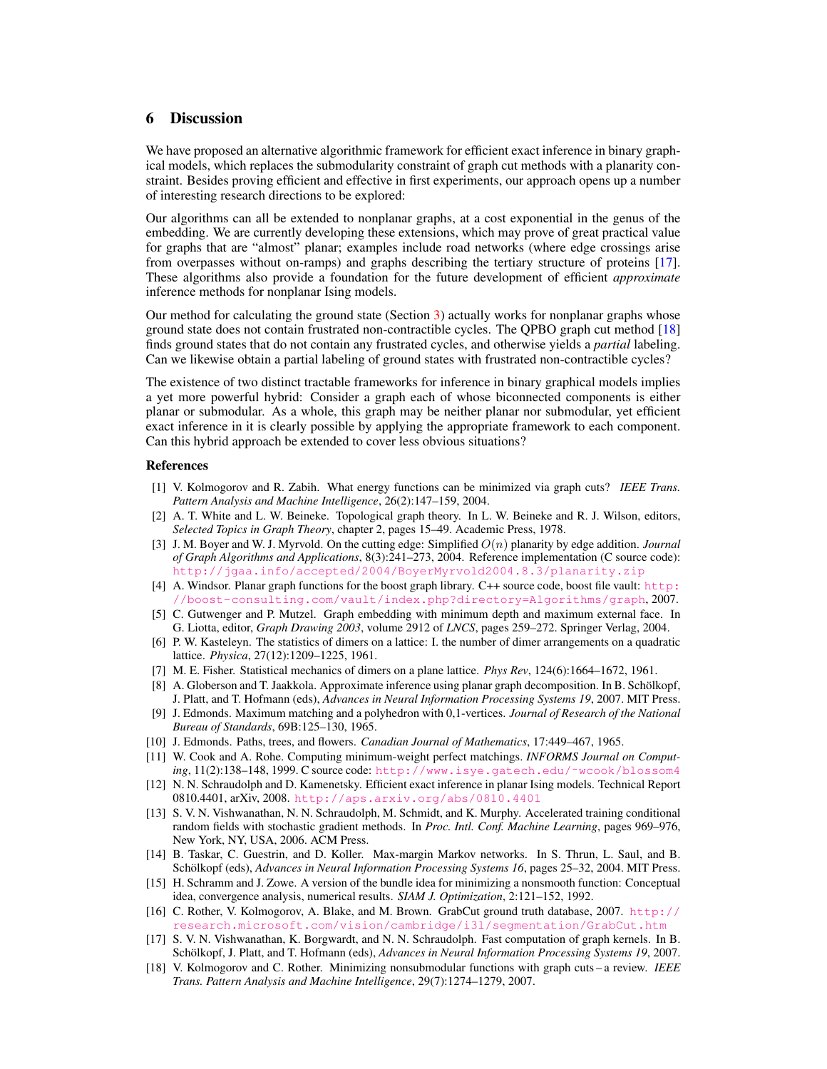## 6 Discussion

We have proposed an alternative algorithmic framework for efficient exact inference in binary graphical models, which replaces the submodularity constraint of graph cut methods with a planarity constraint. Besides proving efficient and effective in first experiments, our approach opens up a number of interesting research directions to be explored:

Our algorithms can all be extended to nonplanar graphs, at a cost exponential in the genus of the embedding. We are currently developing these extensions, which may prove of great practical value for graphs that are "almost" planar; examples include road networks (where edge crossings arise from overpasses without on-ramps) and graphs describing the tertiary structure of proteins [17]. These algorithms also provide a foundation for the future development of efficient *approximate* inference methods for nonplanar Ising models.

Our method for calculating the ground state (Section 3) actually works for nonplanar graphs whose ground state does not contain frustrated non-contractible cycles. The QPBO graph cut method [18] finds ground states that do not contain any frustrated cycles, and otherwise yields a *partial* labeling. Can we likewise obtain a partial labeling of ground states with frustrated non-contractible cycles?

The existence of two distinct tractable frameworks for inference in binary graphical models implies a yet more powerful hybrid: Consider a graph each of whose biconnected components is either planar or submodular. As a whole, this graph may be neither planar nor submodular, yet efficient exact inference in it is clearly possible by applying the appropriate framework to each component. Can this hybrid approach be extended to cover less obvious situations?

### References

[1] V. Kolmogorov and R. Zabih. What energy functions can be minimized via graph cuts? *IEEE Trans. Pattern Analysis and Machine Intelligence*, 26(2):147–159, 2004.

[2] A. T. White and L. W. Beineke. Topological graph theory. In L. W. Beineke and R. J. Wilson, editors, *Selected Topics in Graph Theory*, chapter 2, pages 15–49. Academic Press, 1978.

[3] J. M. Boyer and W. J. Myrvold. On the cutting edge: Simplified $O(n)$ planarity by edge addition. *Journal of Graph Algorithms and Applications*, 8(3):241–273, 2004. Reference implementation (C source code): http://jgaa.info/accepted/2004/BoyerMyrvold2004.8.3/planarity.zip

[4] A. Windsor. Planar graph functions for the boost graph library. C++ source code, boost file vault: http://boost-consulting.com/vault/index.php?directory=Algorithms/graph, 2007.

[5] C. Gutwenger and P. Mutzel. Graph embedding with minimum depth and maximum external face. In G. Liotta, editor, *Graph Drawing 2003*, volume 2912 of *LNCS*, pages 259–272. Springer Verlag, 2004.

[6] P. W. Kasteleyn. The statistics of dimers on a lattice: I. the number of dimer arrangements on a quadratic lattice. *Physica*, 27(12):1209–1225, 1961.

[7] M. E. Fisher. Statistical mechanics of dimers on a plane lattice. *Phys Rev*, 124(6):1664–1672, 1961.

[8] A. Globerson and T. Jaakkola. Approximate inference using planar graph decomposition. In B. Schölkopf, J. Platt, and T. Hofmann (eds), *Advances in Neural Information Processing Systems 19*, 2007. MIT Press.

[9] J. Edmonds. Maximum matching and a polyhedron with 0,1-vertices. *Journal of Research of the National Bureau of Standards*, 69B:125–130, 1965.

[10] J. Edmonds. Paths, trees, and flowers. *Canadian Journal of Mathematics*, 17:449–467, 1965.

[11] W. Cook and A. Rohe. Computing minimum-weight perfect matchings. *INFORMS Journal on Computing*, 11(2):138–148, 1999. C source code: http://www.isye.gatech.edu/~wcook/blossom4

[12] N. N. Schraudolph and D. Kamenetsky. Efficient exact inference in planar Ising models. Technical Report 0810.4401, arXiv, 2008. http://aps.arxiv.org/abs/0810.4401

[13] S. V. N. Vishwanathan, N. N. Schraudolph, M. Schmidt, and K. Murphy. Accelerated training conditional random fields with stochastic gradient methods. In *Proc. Intl. Conf. Machine Learning*, pages 969–976, New York, NY, USA, 2006. ACM Press.

[14] B. Taskar, C. Guestrin, and D. Koller. Max-margin Markov networks. In S. Thrun, L. Saul, and B. Schölkopf (eds), *Advances in Neural Information Processing Systems 16*, pages 25–32, 2004. MIT Press.

[15] H. Schramm and J. Zowe. A version of the bundle idea for minimizing a nonsmooth function: Conceptual idea, convergence analysis, numerical results. *SIAM J. Optimization*, 2:121–152, 1992.

[16] C. Rother, V. Kolmogorov, A. Blake, and M. Brown. GrabCut ground truth database, 2007. http://research.microsoft.com/vision/cambridge/i3l/segmentation/GrabCut.htm

[17] S. V. N. Vishwanathan, K. Borgwardt, and N. N. Schraudolph. Fast computation of graph kernels. In B. Schölkopf, J. Platt, and T. Hofmann (eds), *Advances in Neural Information Processing Systems 19*, 2007.

[18] V. Kolmogorov and C. Rother. Minimizing nonsubmodular functions with graph cuts – a review. *IEEE Trans. Pattern Analysis and Machine Intelligence*, 29(7):1274–1279, 2007.